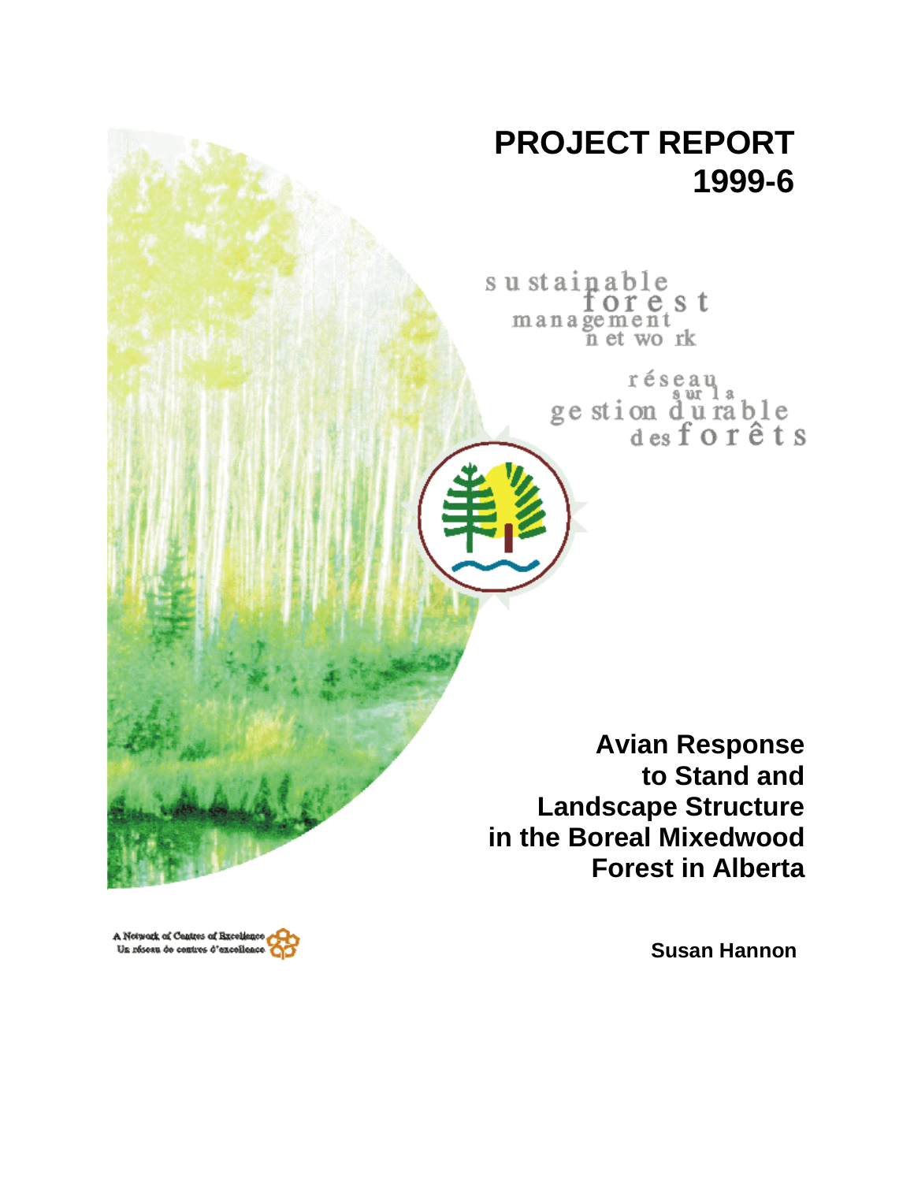# PROJECT REPORT 1999-6

sustainable forest management network

réseau sur la gestion durable des forêts

## Avian Response to Stand and Landscape Structure in the Boreal Mixedwood Forest in Alberta

**Susan Hannon**

A Network of Centres of Excellence
Un réseau de centres d'excellence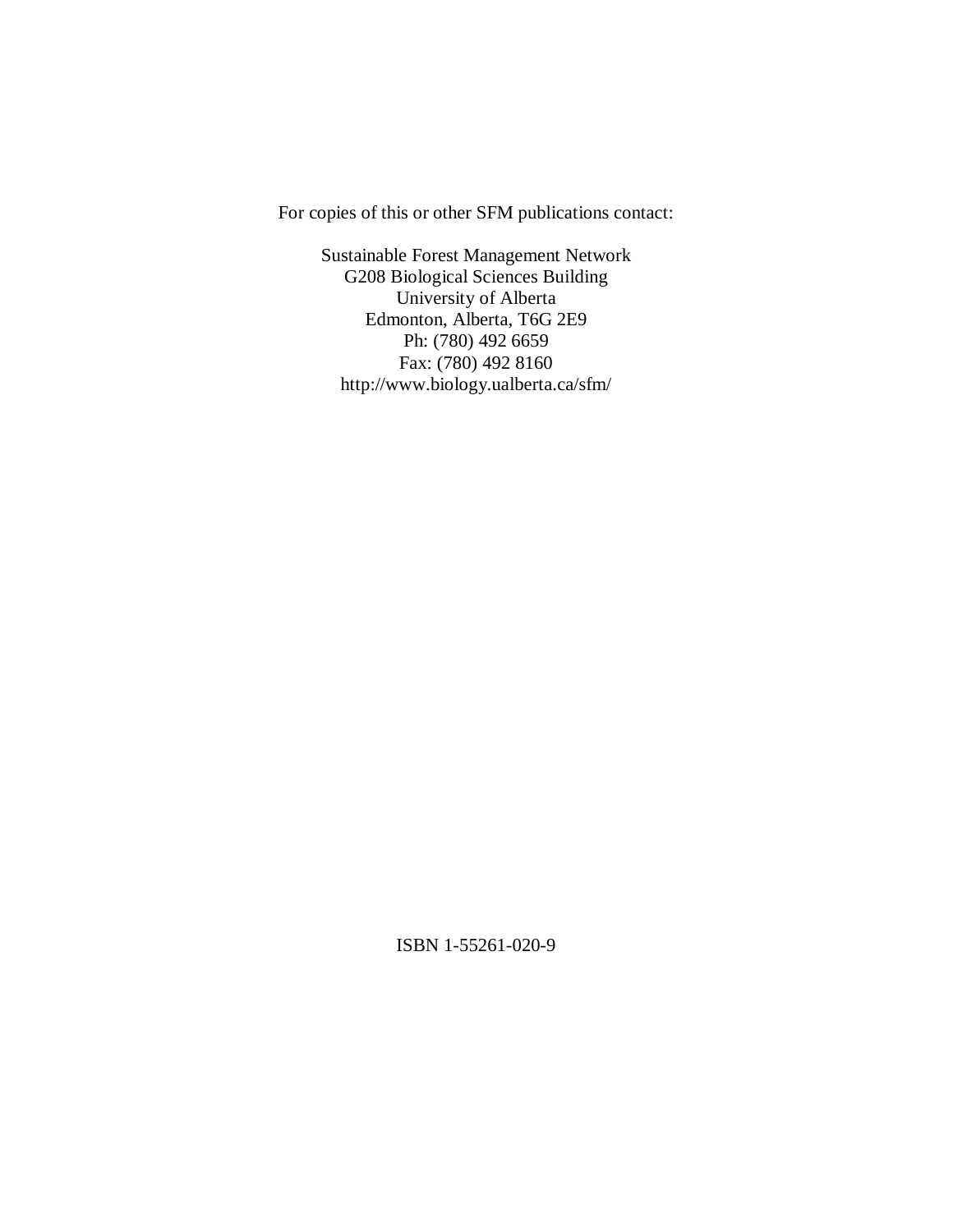For copies of this or other SFM publications contact:

Sustainable Forest Management Network
G208 Biological Sciences Building
University of Alberta
Edmonton, Alberta, T6G 2E9
Ph: (780) 492 6659
Fax: (780) 492 8160
http://www.biology.ualberta.ca/sfm/

ISBN 1-55261-020-9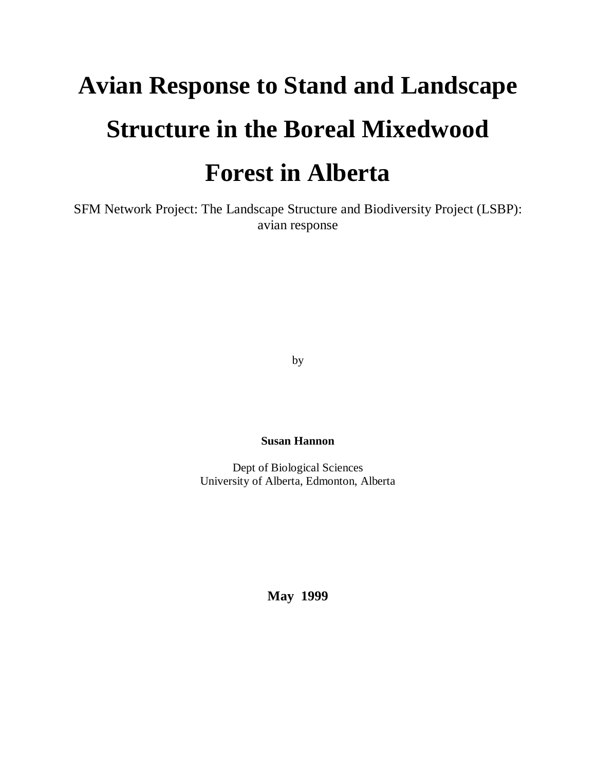# Avian Response to Stand and Landscape Structure in the Boreal Mixedwood Forest in Alberta

SFM Network Project: The Landscape Structure and Biodiversity Project (LSBP): avian response

by

**Susan Hannon**

Dept of Biological Sciences
University of Alberta, Edmonton, Alberta

**May 1999**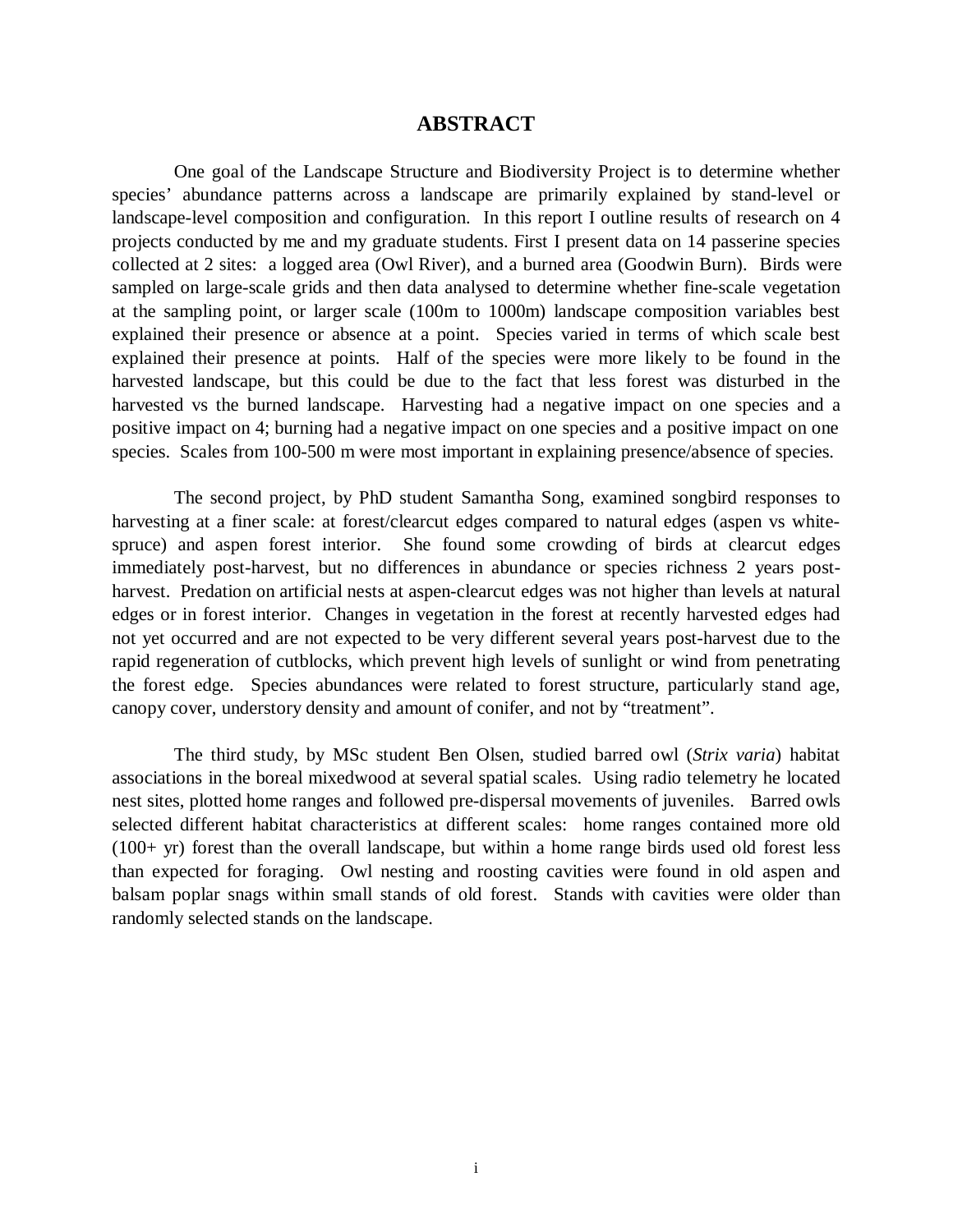# ABSTRACT

One goal of the Landscape Structure and Biodiversity Project is to determine whether species' abundance patterns across a landscape are primarily explained by stand-level or landscape-level composition and configuration. In this report I outline results of research on 4 projects conducted by me and my graduate students. First I present data on 14 passerine species collected at 2 sites: a logged area (Owl River), and a burned area (Goodwin Burn). Birds were sampled on large-scale grids and then data analysed to determine whether fine-scale vegetation at the sampling point, or larger scale (100m to 1000m) landscape composition variables best explained their presence or absence at a point. Species varied in terms of which scale best explained their presence at points. Half of the species were more likely to be found in the harvested landscape, but this could be due to the fact that less forest was disturbed in the harvested vs the burned landscape. Harvesting had a negative impact on one species and a positive impact on 4; burning had a negative impact on one species and a positive impact on one species. Scales from 100-500 m were most important in explaining presence/absence of species.

The second project, by PhD student Samantha Song, examined songbird responses to harvesting at a finer scale: at forest/clearcut edges compared to natural edges (aspen vs white-spruce) and aspen forest interior. She found some crowding of birds at clearcut edges immediately post-harvest, but no differences in abundance or species richness 2 years post-harvest. Predation on artificial nests at aspen-clearcut edges was not higher than levels at natural edges or in forest interior. Changes in vegetation in the forest at recently harvested edges had not yet occurred and are not expected to be very different several years post-harvest due to the rapid regeneration of cutblocks, which prevent high levels of sunlight or wind from penetrating the forest edge. Species abundances were related to forest structure, particularly stand age, canopy cover, understory density and amount of conifer, and not by "treatment".

The third study, by MSc student Ben Olsen, studied barred owl (*Strix varia*) habitat associations in the boreal mixedwood at several spatial scales. Using radio telemetry he located nest sites, plotted home ranges and followed pre-dispersal movements of juveniles. Barred owls selected different habitat characteristics at different scales: home ranges contained more old (100+ yr) forest than the overall landscape, but within a home range birds used old forest less than expected for foraging. Owl nesting and roosting cavities were found in old aspen and balsam poplar snags within small stands of old forest. Stands with cavities were older than randomly selected stands on the landscape.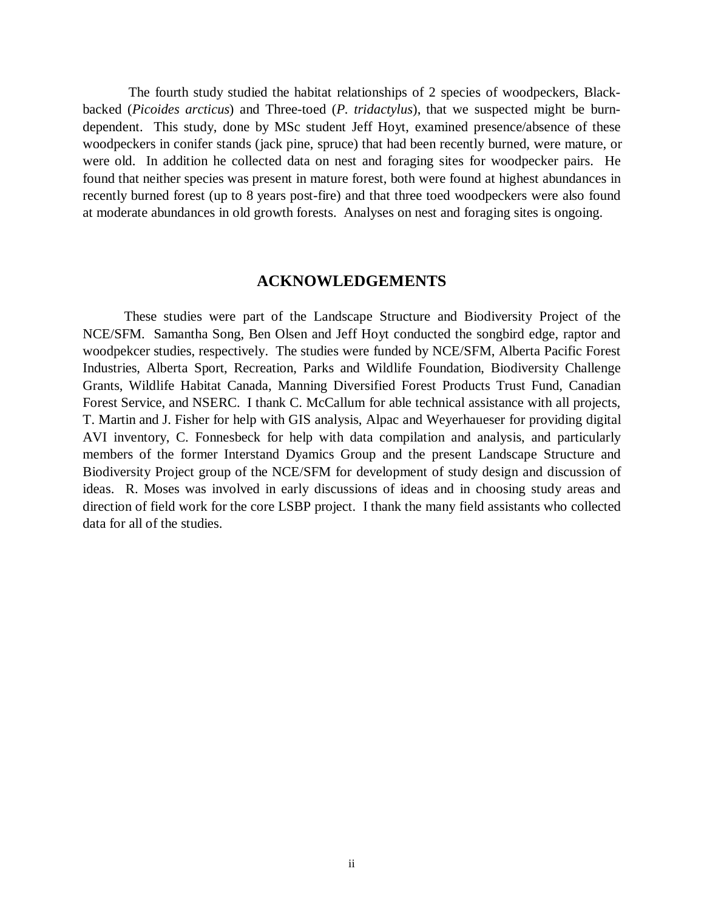The fourth study studied the habitat relationships of 2 species of woodpeckers, Black-backed (*Picoides arcticus*) and Three-toed (*P. tridactylus*), that we suspected might be burn-dependent. This study, done by MSc student Jeff Hoyt, examined presence/absence of these woodpeckers in conifer stands (jack pine, spruce) that had been recently burned, were mature, or were old. In addition he collected data on nest and foraging sites for woodpecker pairs. He found that neither species was present in mature forest, both were found at highest abundances in recently burned forest (up to 8 years post-fire) and that three toed woodpeckers were also found at moderate abundances in old growth forests. Analyses on nest and foraging sites is ongoing.

## ACKNOWLEDGEMENTS

These studies were part of the Landscape Structure and Biodiversity Project of the NCE/SFM. Samantha Song, Ben Olsen and Jeff Hoyt conducted the songbird edge, raptor and woodpekcer studies, respectively. The studies were funded by NCE/SFM, Alberta Pacific Forest Industries, Alberta Sport, Recreation, Parks and Wildlife Foundation, Biodiversity Challenge Grants, Wildlife Habitat Canada, Manning Diversified Forest Products Trust Fund, Canadian Forest Service, and NSERC. I thank C. McCallum for able technical assistance with all projects, T. Martin and J. Fisher for help with GIS analysis, Alpac and Weyerhaueser for providing digital AVI inventory, C. Fonnesbeck for help with data compilation and analysis, and particularly members of the former Interstand Dyamics Group and the present Landscape Structure and Biodiversity Project group of the NCE/SFM for development of study design and discussion of ideas. R. Moses was involved in early discussions of ideas and in choosing study areas and direction of field work for the core LSBP project. I thank the many field assistants who collected data for all of the studies.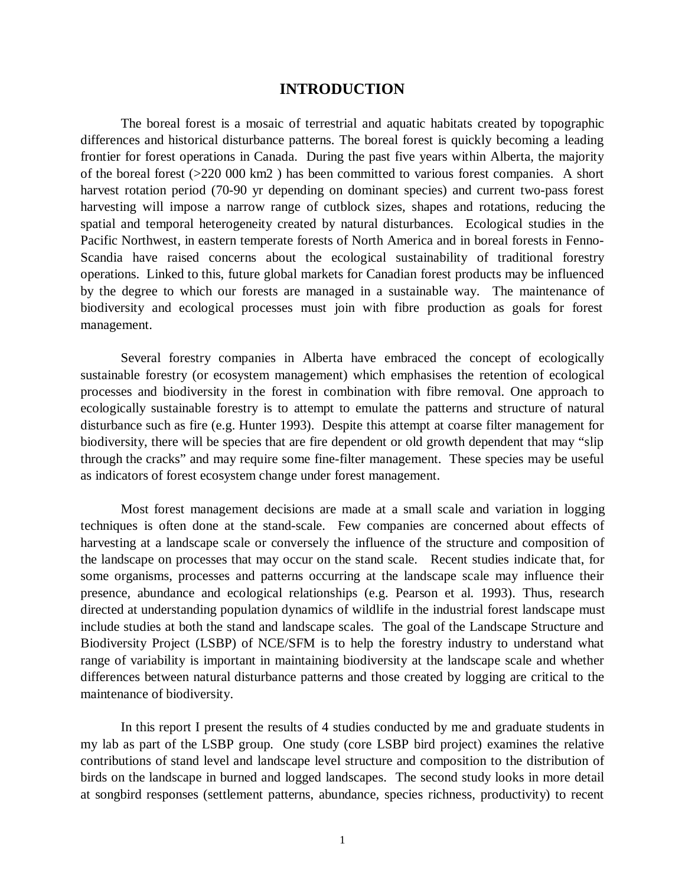# INTRODUCTION

The boreal forest is a mosaic of terrestrial and aquatic habitats created by topographic differences and historical disturbance patterns. The boreal forest is quickly becoming a leading frontier for forest operations in Canada. During the past five years within Alberta, the majority of the boreal forest (>220 000 km2 ) has been committed to various forest companies. A short harvest rotation period (70-90 yr depending on dominant species) and current two-pass forest harvesting will impose a narrow range of cutblock sizes, shapes and rotations, reducing the spatial and temporal heterogeneity created by natural disturbances. Ecological studies in the Pacific Northwest, in eastern temperate forests of North America and in boreal forests in Fenno-Scandia have raised concerns about the ecological sustainability of traditional forestry operations. Linked to this, future global markets for Canadian forest products may be influenced by the degree to which our forests are managed in a sustainable way. The maintenance of biodiversity and ecological processes must join with fibre production as goals for forest management.

Several forestry companies in Alberta have embraced the concept of ecologically sustainable forestry (or ecosystem management) which emphasises the retention of ecological processes and biodiversity in the forest in combination with fibre removal. One approach to ecologically sustainable forestry is to attempt to emulate the patterns and structure of natural disturbance such as fire (e.g. Hunter 1993). Despite this attempt at coarse filter management for biodiversity, there will be species that are fire dependent or old growth dependent that may "slip through the cracks" and may require some fine-filter management. These species may be useful as indicators of forest ecosystem change under forest management.

Most forest management decisions are made at a small scale and variation in logging techniques is often done at the stand-scale. Few companies are concerned about effects of harvesting at a landscape scale or conversely the influence of the structure and composition of the landscape on processes that may occur on the stand scale. Recent studies indicate that, for some organisms, processes and patterns occurring at the landscape scale may influence their presence, abundance and ecological relationships (e.g. Pearson et al. 1993). Thus, research directed at understanding population dynamics of wildlife in the industrial forest landscape must include studies at both the stand and landscape scales. The goal of the Landscape Structure and Biodiversity Project (LSBP) of NCE/SFM is to help the forestry industry to understand what range of variability is important in maintaining biodiversity at the landscape scale and whether differences between natural disturbance patterns and those created by logging are critical to the maintenance of biodiversity.

In this report I present the results of 4 studies conducted by me and graduate students in my lab as part of the LSBP group. One study (core LSBP bird project) examines the relative contributions of stand level and landscape level structure and composition to the distribution of birds on the landscape in burned and logged landscapes. The second study looks in more detail at songbird responses (settlement patterns, abundance, species richness, productivity) to recent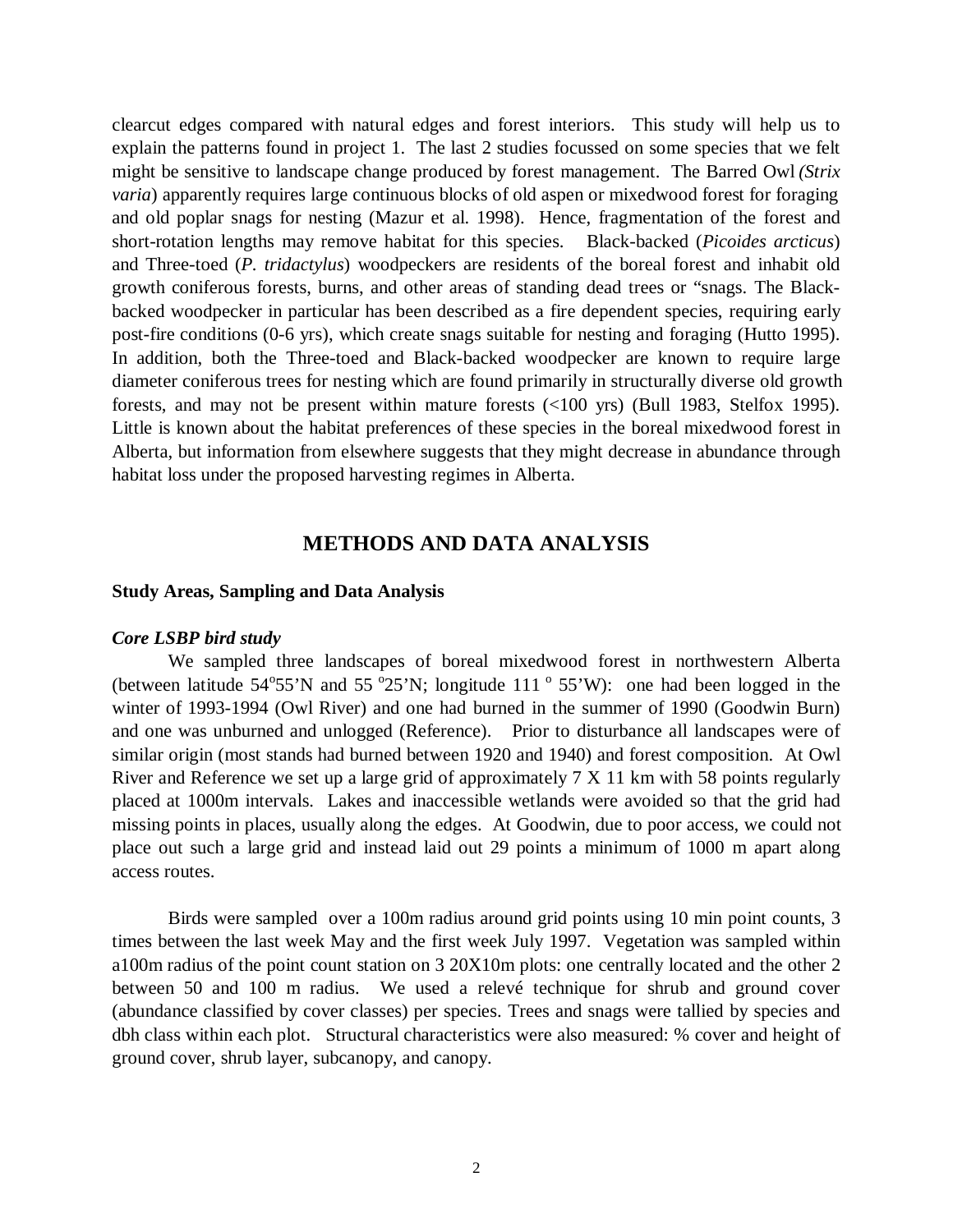clearcut edges compared with natural edges and forest interiors. This study will help us to explain the patterns found in project 1. The last 2 studies focussed on some species that we felt might be sensitive to landscape change produced by forest management. The Barred Owl *(Strix varia*) apparently requires large continuous blocks of old aspen or mixedwood forest for foraging and old poplar snags for nesting (Mazur et al. 1998). Hence, fragmentation of the forest and short-rotation lengths may remove habitat for this species. Black-backed (*Picoides arcticus*) and Three-toed (*P. tridactylus*) woodpeckers are residents of the boreal forest and inhabit old growth coniferous forests, burns, and other areas of standing dead trees or "snags. The Black-backed woodpecker in particular has been described as a fire dependent species, requiring early post-fire conditions (0-6 yrs), which create snags suitable for nesting and foraging (Hutto 1995). In addition, both the Three-toed and Black-backed woodpecker are known to require large diameter coniferous trees for nesting which are found primarily in structurally diverse old growth forests, and may not be present within mature forests (<100 yrs) (Bull 1983, Stelfox 1995). Little is known about the habitat preferences of these species in the boreal mixedwood forest in Alberta, but information from elsewhere suggests that they might decrease in abundance through habitat loss under the proposed harvesting regimes in Alberta.

## METHODS AND DATA ANALYSIS

### Study Areas, Sampling and Data Analysis

#### *Core LSBP bird study*

We sampled three landscapes of boreal mixedwood forest in northwestern Alberta (between latitude 54°55'N and 55 °25'N; longitude 111 ° 55'W): one had been logged in the winter of 1993-1994 (Owl River) and one had burned in the summer of 1990 (Goodwin Burn) and one was unburned and unlogged (Reference). Prior to disturbance all landscapes were of similar origin (most stands had burned between 1920 and 1940) and forest composition. At Owl River and Reference we set up a large grid of approximately 7 X 11 km with 58 points regularly placed at 1000m intervals. Lakes and inaccessible wetlands were avoided so that the grid had missing points in places, usually along the edges. At Goodwin, due to poor access, we could not place out such a large grid and instead laid out 29 points a minimum of 1000 m apart along access routes.

Birds were sampled over a 100m radius around grid points using 10 min point counts, 3 times between the last week May and the first week July 1997. Vegetation was sampled within a100m radius of the point count station on 3 20X10m plots: one centrally located and the other 2 between 50 and 100 m radius. We used a relevé technique for shrub and ground cover (abundance classified by cover classes) per species. Trees and snags were tallied by species and dbh class within each plot. Structural characteristics were also measured: % cover and height of ground cover, shrub layer, subcanopy, and canopy.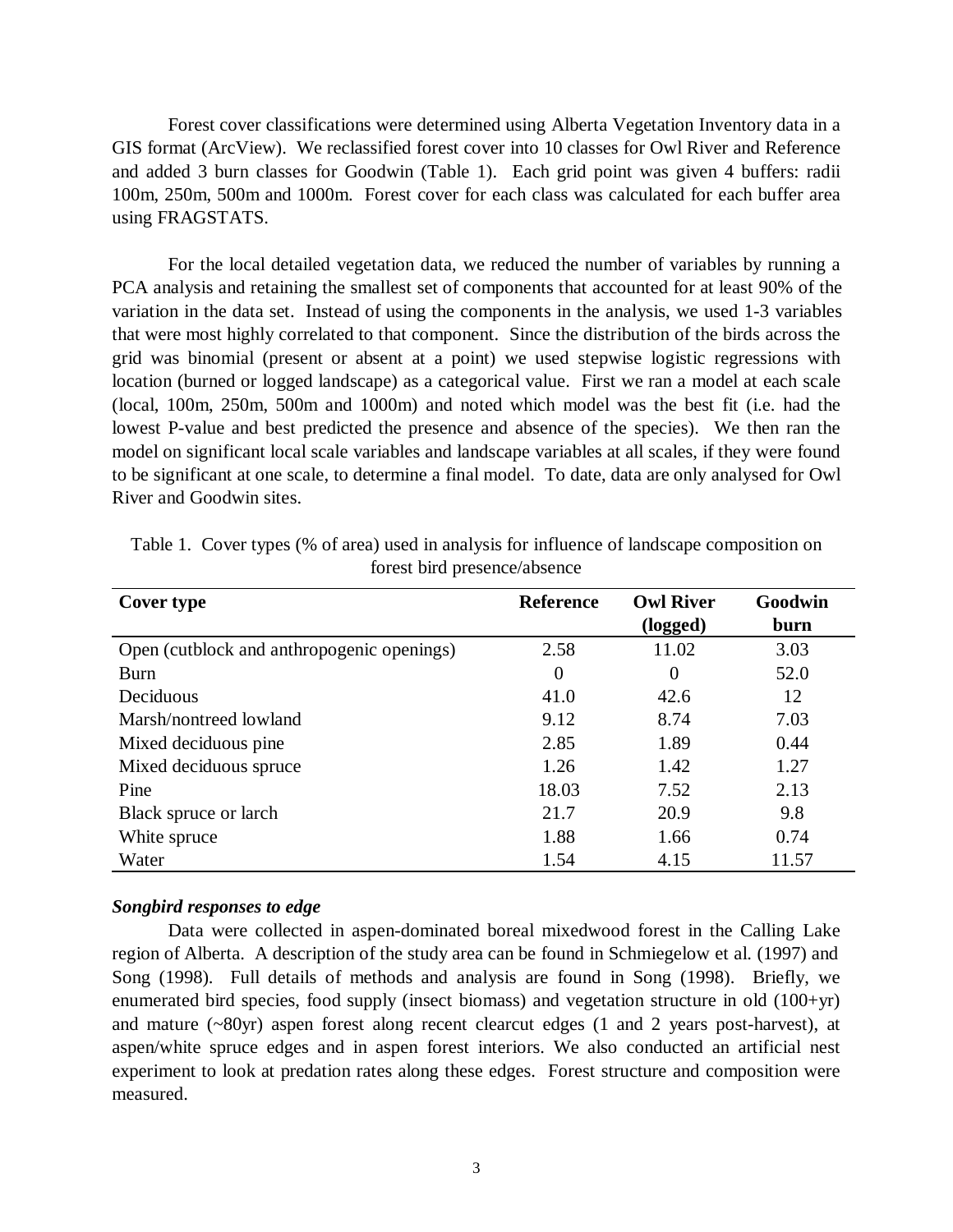Forest cover classifications were determined using Alberta Vegetation Inventory data in a GIS format (ArcView). We reclassified forest cover into 10 classes for Owl River and Reference and added 3 burn classes for Goodwin (Table 1). Each grid point was given 4 buffers: radii 100m, 250m, 500m and 1000m. Forest cover for each class was calculated for each buffer area using FRAGSTATS.

For the local detailed vegetation data, we reduced the number of variables by running a PCA analysis and retaining the smallest set of components that accounted for at least 90% of the variation in the data set. Instead of using the components in the analysis, we used 1-3 variables that were most highly correlated to that component. Since the distribution of the birds across the grid was binomial (present or absent at a point) we used stepwise logistic regressions with location (burned or logged landscape) as a categorical value. First we ran a model at each scale (local, 100m, 250m, 500m and 1000m) and noted which model was the best fit (i.e. had the lowest P-value and best predicted the presence and absence of the species). We then ran the model on significant local scale variables and landscape variables at all scales, if they were found to be significant at one scale, to determine a final model. To date, data are only analysed for Owl River and Goodwin sites.

Table 1. Cover types (% of area) used in analysis for influence of landscape composition on forest bird presence/absence

| Cover type | Reference | Owl River (logged) | Goodwin burn |
|---|---|---|---|
| Open (cutblock and anthropogenic openings) | 2.58 | 11.02 | 3.03 |
| Burn | 0 | 0 | 52.0 |
| Deciduous | 41.0 | 42.6 | 12 |
| Marsh/nontreed lowland | 9.12 | 8.74 | 7.03 |
| Mixed deciduous pine | 2.85 | 1.89 | 0.44 |
| Mixed deciduous spruce | 1.26 | 1.42 | 1.27 |
| Pine | 18.03 | 7.52 | 2.13 |
| Black spruce or larch | 21.7 | 20.9 | 9.8 |
| White spruce | 1.88 | 1.66 | 0.74 |
| Water | 1.54 | 4.15 | 11.57 |

### *Songbird responses to edge*

Data were collected in aspen-dominated boreal mixedwood forest in the Calling Lake region of Alberta. A description of the study area can be found in Schmiegelow et al. (1997) and Song (1998). Full details of methods and analysis are found in Song (1998). Briefly, we enumerated bird species, food supply (insect biomass) and vegetation structure in old (100+yr) and mature (~80yr) aspen forest along recent clearcut edges (1 and 2 years post-harvest), at aspen/white spruce edges and in aspen forest interiors. We also conducted an artificial nest experiment to look at predation rates along these edges. Forest structure and composition were measured.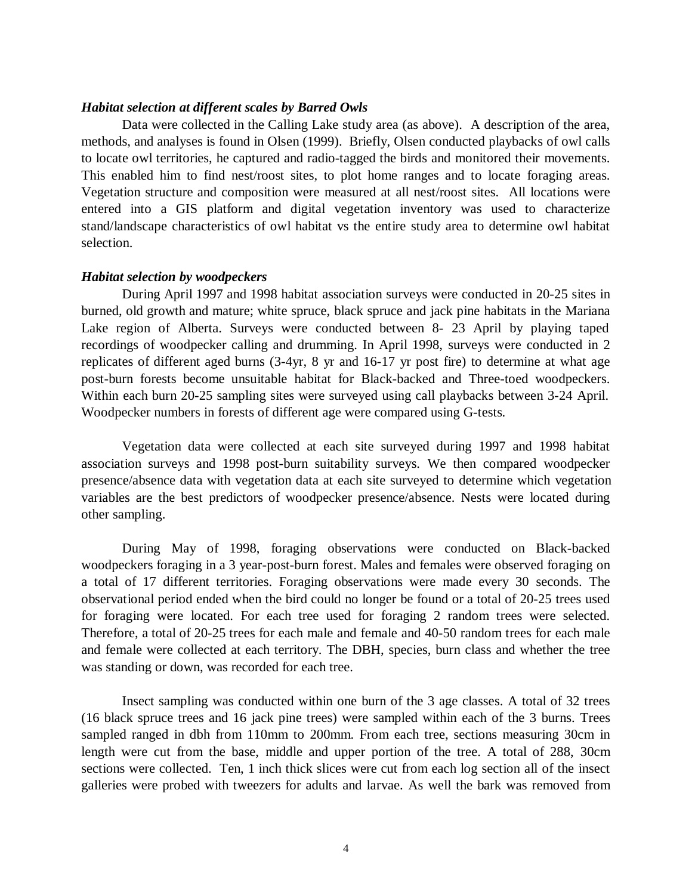***Habitat selection at different scales by Barred Owls***

Data were collected in the Calling Lake study area (as above). A description of the area, methods, and analyses is found in Olsen (1999). Briefly, Olsen conducted playbacks of owl calls to locate owl territories, he captured and radio-tagged the birds and monitored their movements. This enabled him to find nest/roost sites, to plot home ranges and to locate foraging areas. Vegetation structure and composition were measured at all nest/roost sites. All locations were entered into a GIS platform and digital vegetation inventory was used to characterize stand/landscape characteristics of owl habitat vs the entire study area to determine owl habitat selection.

***Habitat selection by woodpeckers***

During April 1997 and 1998 habitat association surveys were conducted in 20-25 sites in burned, old growth and mature; white spruce, black spruce and jack pine habitats in the Mariana Lake region of Alberta. Surveys were conducted between 8- 23 April by playing taped recordings of woodpecker calling and drumming. In April 1998, surveys were conducted in 2 replicates of different aged burns (3-4yr, 8 yr and 16-17 yr post fire) to determine at what age post-burn forests become unsuitable habitat for Black-backed and Three-toed woodpeckers. Within each burn 20-25 sampling sites were surveyed using call playbacks between 3-24 April. Woodpecker numbers in forests of different age were compared using G-tests.

Vegetation data were collected at each site surveyed during 1997 and 1998 habitat association surveys and 1998 post-burn suitability surveys. We then compared woodpecker presence/absence data with vegetation data at each site surveyed to determine which vegetation variables are the best predictors of woodpecker presence/absence. Nests were located during other sampling.

During May of 1998, foraging observations were conducted on Black-backed woodpeckers foraging in a 3 year-post-burn forest. Males and females were observed foraging on a total of 17 different territories. Foraging observations were made every 30 seconds. The observational period ended when the bird could no longer be found or a total of 20-25 trees used for foraging were located. For each tree used for foraging 2 random trees were selected. Therefore, a total of 20-25 trees for each male and female and 40-50 random trees for each male and female were collected at each territory. The DBH, species, burn class and whether the tree was standing or down, was recorded for each tree.

Insect sampling was conducted within one burn of the 3 age classes. A total of 32 trees (16 black spruce trees and 16 jack pine trees) were sampled within each of the 3 burns. Trees sampled ranged in dbh from 110mm to 200mm. From each tree, sections measuring 30cm in length were cut from the base, middle and upper portion of the tree. A total of 288, 30cm sections were collected. Ten, 1 inch thick slices were cut from each log section all of the insect galleries were probed with tweezers for adults and larvae. As well the bark was removed from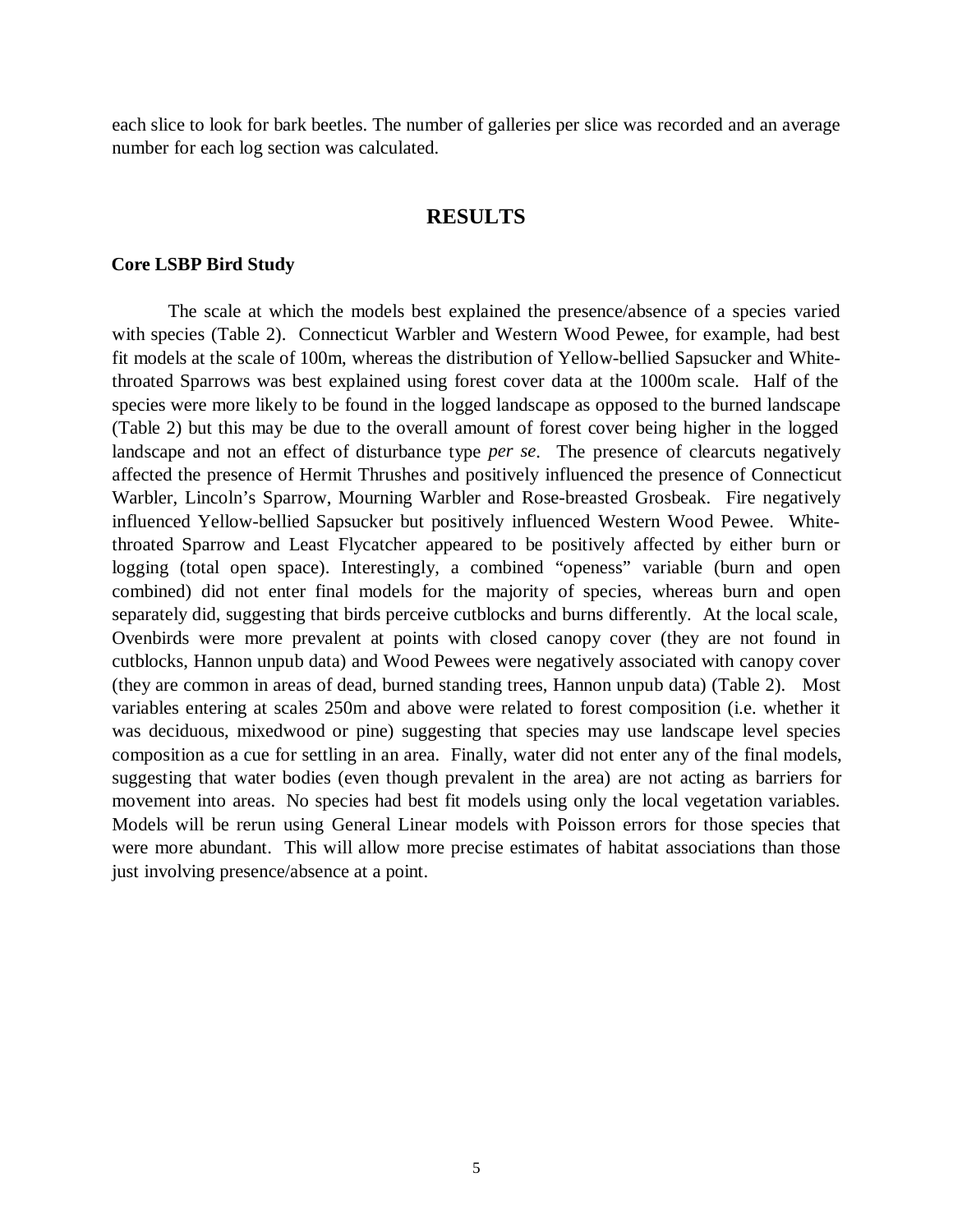each slice to look for bark beetles. The number of galleries per slice was recorded and an average number for each log section was calculated.

# RESULTS

## Core LSBP Bird Study

The scale at which the models best explained the presence/absence of a species varied with species (Table 2). Connecticut Warbler and Western Wood Pewee, for example, had best fit models at the scale of 100m, whereas the distribution of Yellow-bellied Sapsucker and White-throated Sparrows was best explained using forest cover data at the 1000m scale. Half of the species were more likely to be found in the logged landscape as opposed to the burned landscape (Table 2) but this may be due to the overall amount of forest cover being higher in the logged landscape and not an effect of disturbance type *per se*. The presence of clearcuts negatively affected the presence of Hermit Thrushes and positively influenced the presence of Connecticut Warbler, Lincoln's Sparrow, Mourning Warbler and Rose-breasted Grosbeak. Fire negatively influenced Yellow-bellied Sapsucker but positively influenced Western Wood Pewee. White-throated Sparrow and Least Flycatcher appeared to be positively affected by either burn or logging (total open space). Interestingly, a combined "openess" variable (burn and open combined) did not enter final models for the majority of species, whereas burn and open separately did, suggesting that birds perceive cutblocks and burns differently. At the local scale, Ovenbirds were more prevalent at points with closed canopy cover (they are not found in cutblocks, Hannon unpub data) and Wood Pewees were negatively associated with canopy cover (they are common in areas of dead, burned standing trees, Hannon unpub data) (Table 2). Most variables entering at scales 250m and above were related to forest composition (i.e. whether it was deciduous, mixedwood or pine) suggesting that species may use landscape level species composition as a cue for settling in an area. Finally, water did not enter any of the final models, suggesting that water bodies (even though prevalent in the area) are not acting as barriers for movement into areas. No species had best fit models using only the local vegetation variables. Models will be rerun using General Linear models with Poisson errors for those species that were more abundant. This will allow more precise estimates of habitat associations than those just involving presence/absence at a point.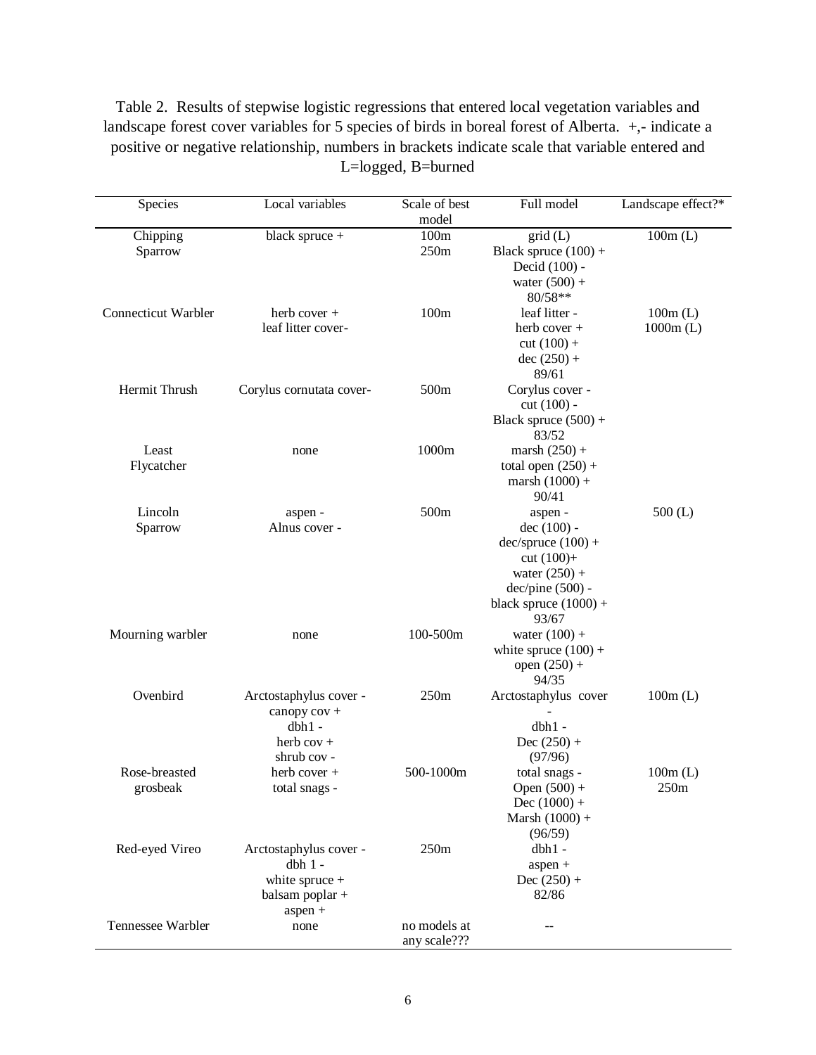Table 2. Results of stepwise logistic regressions that entered local vegetation variables and landscape forest cover variables for 5 species of birds in boreal forest of Alberta. +,- indicate a positive or negative relationship, numbers in brackets indicate scale that variable entered and L=logged, B=burned

| Species | Local variables | Scale of best model | Full model | Landscape effect?* |
|---|---|---|---|---|
| Chipping Sparrow | black spruce + | 100m<br>250m | grid (L)<br>Black spruce (100) +<br>Decid (100) -<br>water (500) +<br>80/58** | 100m (L) |
| Connecticut Warbler | herb cover +<br>leaf litter cover- | 100m | leaf litter -<br>herb cover +<br>cut (100) +<br>dec (250) +<br>89/61 | 100m (L)<br>1000m (L) |
| Hermit Thrush | Corylus cornutata cover- | 500m | Corylus cover -<br>cut (100) -<br>Black spruce (500) +<br>83/52 | |
| Least Flycatcher | none | 1000m | marsh (250) +<br>total open (250) +<br>marsh (1000) +<br>90/41 | |
| Lincoln Sparrow | aspen -<br>Alnus cover - | 500m | aspen -<br>dec (100) -<br>dec/spruce (100) +<br>cut (100)+<br>water (250) +<br>dec/pine (500) -<br>black spruce (1000) +<br>93/67 | 500 (L) |
| Mourning warbler | none | 100-500m | water (100) +<br>white spruce (100) +<br>open (250) +<br>94/35 | |
| Ovenbird | Arctostaphylus cover -<br>canopy cov +<br>dbh1 -<br>herb cov +<br>shrub cov - | 250m | Arctostaphylus cover -<br>dbh1 -<br>Dec (250) +<br>(97/96) | 100m (L) |
| Rose-breasted grosbeak | herb cover +<br>total snags - | 500-1000m | total snags -<br>Open (500) +<br>Dec (1000) +<br>Marsh (1000) +<br>(96/59) | 100m (L)<br>250m |
| Red-eyed Vireo | Arctostaphylus cover -<br>dbh 1 -<br>white spruce +<br>balsam poplar +<br>aspen + | 250m | dbh1 -<br>aspen +<br>Dec (250) +<br>82/86 | |
| Tennessee Warbler | none | no models at any scale??? | -- | |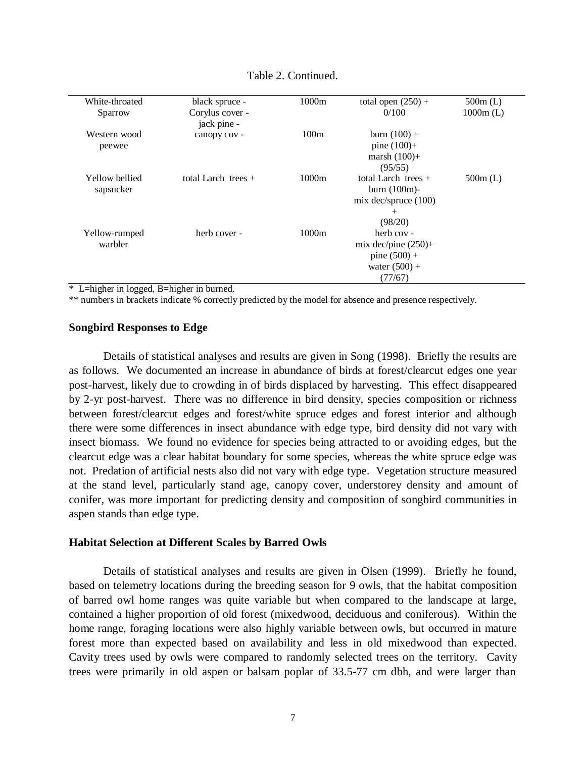Table 2. Continued.

| | | | | |
|---|---|---|---|---|
| White-throated Sparrow | black spruce - Corylus cover - jack pine - | 1000m | total open (250) + 0/100 | 500m (L) 1000m (L) |
| Western wood peewee | canopy cov - | 100m | burn (100) + pine (100)+ marsh (100)+ (95/55) | |
| Yellow bellied sapsucker | total Larch trees + | 1000m | total Larch trees + burn (100m)- mix dec/spruce (100) + (98/20) | 500m (L) |
| Yellow-rumped warbler | herb cover - | 1000m | herb cov - mix dec/pine (250)+ pine (500) + water (500) + (77/67) | |

* L=higher in logged, B=higher in burned.

** numbers in brackets indicate % correctly predicted by the model for absence and presence respectively.

### Songbird Responses to Edge

Details of statistical analyses and results are given in Song (1998). Briefly the results are as follows. We documented an increase in abundance of birds at forest/clearcut edges one year post-harvest, likely due to crowding in of birds displaced by harvesting. This effect disappeared by 2-yr post-harvest. There was no difference in bird density, species composition or richness between forest/clearcut edges and forest/white spruce edges and forest interior and although there were some differences in insect abundance with edge type, bird density did not vary with insect biomass. We found no evidence for species being attracted to or avoiding edges, but the clearcut edge was a clear habitat boundary for some species, whereas the white spruce edge was not. Predation of artificial nests also did not vary with edge type. Vegetation structure measured at the stand level, particularly stand age, canopy cover, understorey density and amount of conifer, was more important for predicting density and composition of songbird communities in aspen stands than edge type.

### Habitat Selection at Different Scales by Barred Owls

Details of statistical analyses and results are given in Olsen (1999). Briefly he found, based on telemetry locations during the breeding season for 9 owls, that the habitat composition of barred owl home ranges was quite variable but when compared to the landscape at large, contained a higher proportion of old forest (mixedwood, deciduous and coniferous). Within the home range, foraging locations were also highly variable between owls, but occurred in mature forest more than expected based on availability and less in old mixedwood than expected. Cavity trees used by owls were compared to randomly selected trees on the territory. Cavity trees were primarily in old aspen or balsam poplar of 33.5-77 cm dbh, and were larger than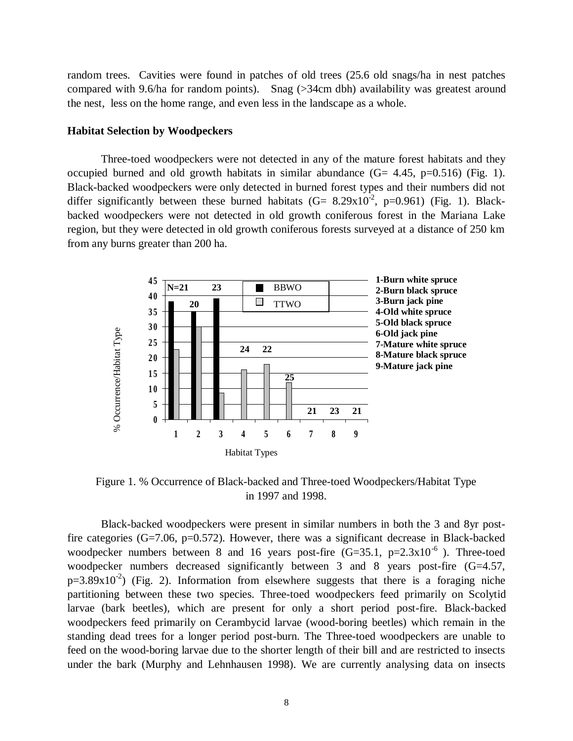random trees. Cavities were found in patches of old trees (25.6 old snags/ha in nest patches compared with 9.6/ha for random points). Snag (>34cm dbh) availability was greatest around the nest, less on the home range, and even less in the landscape as a whole.

**Habitat Selection by Woodpeckers**

Three-toed woodpeckers were not detected in any of the mature forest habitats and they occupied burned and old growth habitats in similar abundance (G= 4.45, p=0.516) (Fig. 1). Black-backed woodpeckers were only detected in burned forest types and their numbers did not differ significantly between these burned habitats (G= $8.29 \times 10^{-2}$, p=0.961) (Fig. 1). Black-backed woodpeckers were not detected in old growth coniferous forest in the Mariana Lake region, but they were detected in old growth coniferous forests surveyed at a distance of 250 km from any burns greater than 200 ha.

Figure 1. % Occurrence of Black-backed and Three-toed Woodpeckers/Habitat Type in 1997 and 1998.

Black-backed woodpeckers were present in similar numbers in both the 3 and 8yr post-fire categories (G=7.06, p=0.572). However, there was a significant decrease in Black-backed woodpecker numbers between 8 and 16 years post-fire (G=35.1, p=$2.3 \times 10^{-6}$ ). Three-toed woodpecker numbers decreased significantly between 3 and 8 years post-fire (G=4.57, p=$3.89 \times 10^{-2}$) (Fig. 2). Information from elsewhere suggests that there is a foraging niche partitioning between these two species. Three-toed woodpeckers feed primarily on Scolytid larvae (bark beetles), which are present for only a short period post-fire. Black-backed woodpeckers feed primarily on Cerambycid larvae (wood-boring beetles) which remain in the standing dead trees for a longer period post-burn. The Three-toed woodpeckers are unable to feed on the wood-boring larvae due to the shorter length of their bill and are restricted to insects under the bark (Murphy and Lehnhausen 1998). We are currently analysing data on insects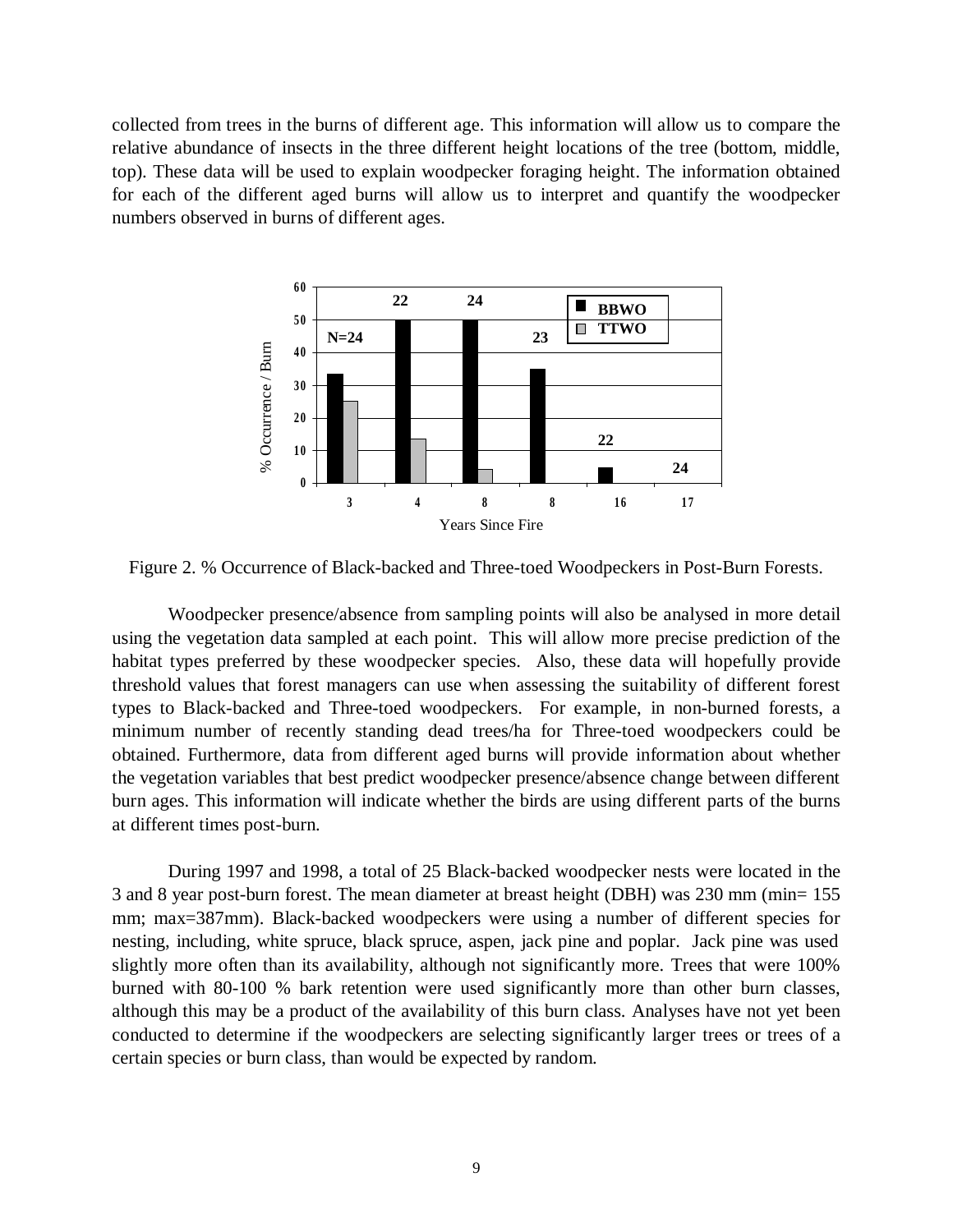collected from trees in the burns of different age. This information will allow us to compare the relative abundance of insects in the three different height locations of the tree (bottom, middle, top). These data will be used to explain woodpecker foraging height. The information obtained for each of the different aged burns will allow us to interpret and quantify the woodpecker numbers observed in burns of different ages.

Figure 2. % Occurrence of Black-backed and Three-toed Woodpeckers in Post-Burn Forests.

Woodpecker presence/absence from sampling points will also be analysed in more detail using the vegetation data sampled at each point. This will allow more precise prediction of the habitat types preferred by these woodpecker species. Also, these data will hopefully provide threshold values that forest managers can use when assessing the suitability of different forest types to Black-backed and Three-toed woodpeckers. For example, in non-burned forests, a minimum number of recently standing dead trees/ha for Three-toed woodpeckers could be obtained. Furthermore, data from different aged burns will provide information about whether the vegetation variables that best predict woodpecker presence/absence change between different burn ages. This information will indicate whether the birds are using different parts of the burns at different times post-burn.

During 1997 and 1998, a total of 25 Black-backed woodpecker nests were located in the 3 and 8 year post-burn forest. The mean diameter at breast height (DBH) was 230 mm (min= 155 mm; max=387mm). Black-backed woodpeckers were using a number of different species for nesting, including, white spruce, black spruce, aspen, jack pine and poplar. Jack pine was used slightly more often than its availability, although not significantly more. Trees that were 100% burned with 80-100 % bark retention were used significantly more than other burn classes, although this may be a product of the availability of this burn class. Analyses have not yet been conducted to determine if the woodpeckers are selecting significantly larger trees or trees of a certain species or burn class, than would be expected by random.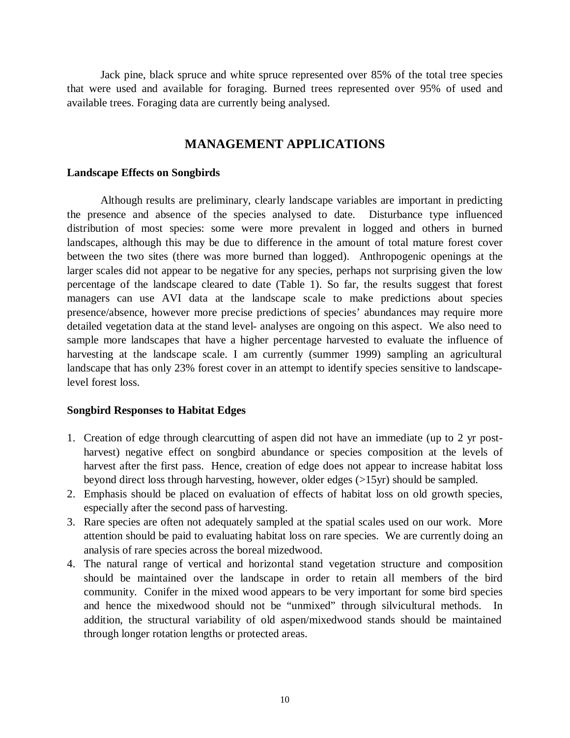Jack pine, black spruce and white spruce represented over 85% of the total tree species that were used and available for foraging. Burned trees represented over 95% of used and available trees. Foraging data are currently being analysed.

## MANAGEMENT APPLICATIONS

### Landscape Effects on Songbirds

Although results are preliminary, clearly landscape variables are important in predicting the presence and absence of the species analysed to date. Disturbance type influenced distribution of most species: some were more prevalent in logged and others in burned landscapes, although this may be due to difference in the amount of total mature forest cover between the two sites (there was more burned than logged). Anthropogenic openings at the larger scales did not appear to be negative for any species, perhaps not surprising given the low percentage of the landscape cleared to date (Table 1). So far, the results suggest that forest managers can use AVI data at the landscape scale to make predictions about species presence/absence, however more precise predictions of species' abundances may require more detailed vegetation data at the stand level- analyses are ongoing on this aspect. We also need to sample more landscapes that have a higher percentage harvested to evaluate the influence of harvesting at the landscape scale. I am currently (summer 1999) sampling an agricultural landscape that has only 23% forest cover in an attempt to identify species sensitive to landscape-level forest loss.

### Songbird Responses to Habitat Edges

1. Creation of edge through clearcutting of aspen did not have an immediate (up to 2 yr post-harvest) negative effect on songbird abundance or species composition at the levels of harvest after the first pass. Hence, creation of edge does not appear to increase habitat loss beyond direct loss through harvesting, however, older edges (>15yr) should be sampled.
2. Emphasis should be placed on evaluation of effects of habitat loss on old growth species, especially after the second pass of harvesting.
3. Rare species are often not adequately sampled at the spatial scales used on our work. More attention should be paid to evaluating habitat loss on rare species. We are currently doing an analysis of rare species across the boreal mizedwood.
4. The natural range of vertical and horizontal stand vegetation structure and composition should be maintained over the landscape in order to retain all members of the bird community. Conifer in the mixed wood appears to be very important for some bird species and hence the mixedwood should not be "unmixed" through silvicultural methods. In addition, the structural variability of old aspen/mixedwood stands should be maintained through longer rotation lengths or protected areas.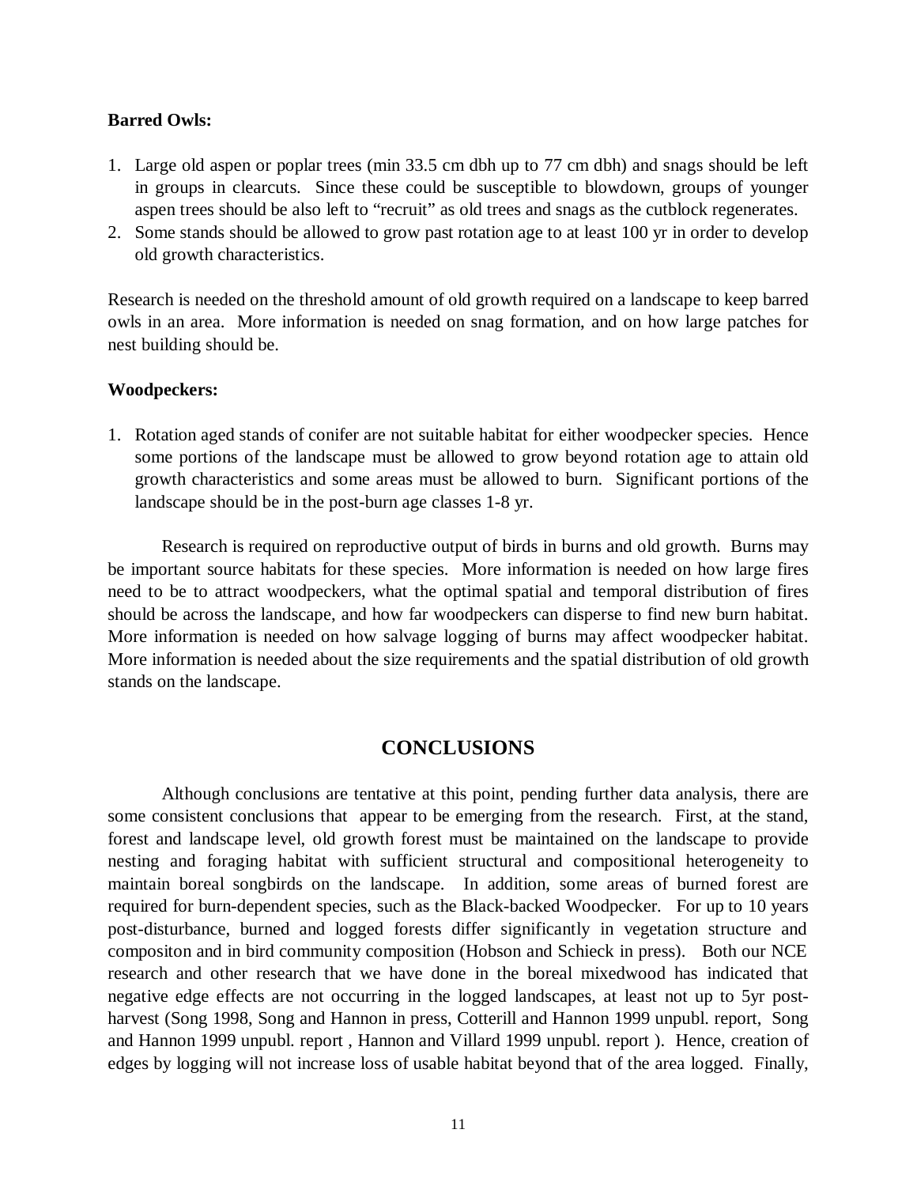**Barred Owls:**

1. Large old aspen or poplar trees (min 33.5 cm dbh up to 77 cm dbh) and snags should be left in groups in clearcuts. Since these could be susceptible to blowdown, groups of younger aspen trees should be also left to "recruit" as old trees and snags as the cutblock regenerates.
2. Some stands should be allowed to grow past rotation age to at least 100 yr in order to develop old growth characteristics.

Research is needed on the threshold amount of old growth required on a landscape to keep barred owls in an area. More information is needed on snag formation, and on how large patches for nest building should be.

**Woodpeckers:**

1. Rotation aged stands of conifer are not suitable habitat for either woodpecker species. Hence some portions of the landscape must be allowed to grow beyond rotation age to attain old growth characteristics and some areas must be allowed to burn. Significant portions of the landscape should be in the post-burn age classes 1-8 yr.

Research is required on reproductive output of birds in burns and old growth. Burns may be important source habitats for these species. More information is needed on how large fires need to be to attract woodpeckers, what the optimal spatial and temporal distribution of fires should be across the landscape, and how far woodpeckers can disperse to find new burn habitat. More information is needed on how salvage logging of burns may affect woodpecker habitat. More information is needed about the size requirements and the spatial distribution of old growth stands on the landscape.

## CONCLUSIONS

Although conclusions are tentative at this point, pending further data analysis, there are some consistent conclusions that appear to be emerging from the research. First, at the stand, forest and landscape level, old growth forest must be maintained on the landscape to provide nesting and foraging habitat with sufficient structural and compositional heterogeneity to maintain boreal songbirds on the landscape. In addition, some areas of burned forest are required for burn-dependent species, such as the Black-backed Woodpecker. For up to 10 years post-disturbance, burned and logged forests differ significantly in vegetation structure and compositon and in bird community composition (Hobson and Schieck in press). Both our NCE research and other research that we have done in the boreal mixedwood has indicated that negative edge effects are not occurring in the logged landscapes, at least not up to 5yr post-harvest (Song 1998, Song and Hannon in press, Cotterill and Hannon 1999 unpubl. report, Song and Hannon 1999 unpubl. report , Hannon and Villard 1999 unpubl. report ). Hence, creation of edges by logging will not increase loss of usable habitat beyond that of the area logged. Finally,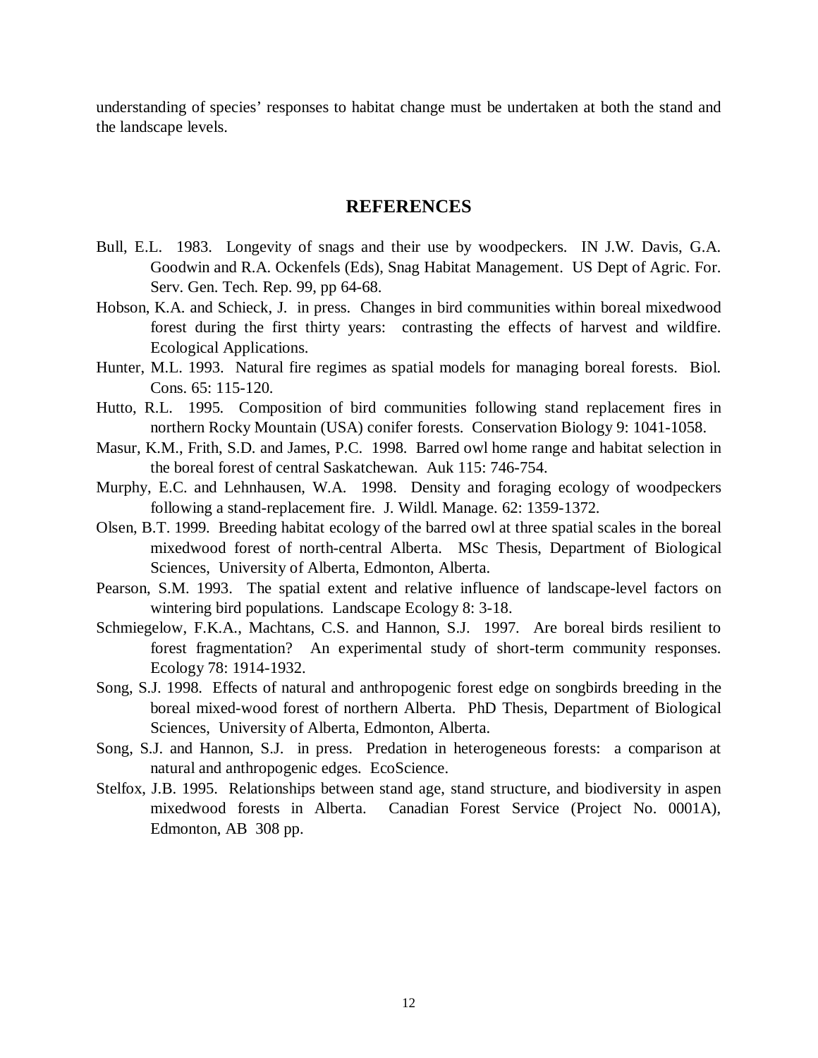understanding of species' responses to habitat change must be undertaken at both the stand and the landscape levels.

## REFERENCES

Bull, E.L. 1983. Longevity of snags and their use by woodpeckers. IN J.W. Davis, G.A. Goodwin and R.A. Ockenfels (Eds), Snag Habitat Management. US Dept of Agric. For. Serv. Gen. Tech. Rep. 99, pp 64-68.

Hobson, K.A. and Schieck, J. in press. Changes in bird communities within boreal mixedwood forest during the first thirty years: contrasting the effects of harvest and wildfire. Ecological Applications.

Hunter, M.L. 1993. Natural fire regimes as spatial models for managing boreal forests. Biol. Cons. 65: 115-120.

Hutto, R.L. 1995. Composition of bird communities following stand replacement fires in northern Rocky Mountain (USA) conifer forests. Conservation Biology 9: 1041-1058.

Masur, K.M., Frith, S.D. and James, P.C. 1998. Barred owl home range and habitat selection in the boreal forest of central Saskatchewan. Auk 115: 746-754.

Murphy, E.C. and Lehnhausen, W.A. 1998. Density and foraging ecology of woodpeckers following a stand-replacement fire. J. Wildl. Manage. 62: 1359-1372.

Olsen, B.T. 1999. Breeding habitat ecology of the barred owl at three spatial scales in the boreal mixedwood forest of north-central Alberta. MSc Thesis, Department of Biological Sciences, University of Alberta, Edmonton, Alberta.

Pearson, S.M. 1993. The spatial extent and relative influence of landscape-level factors on wintering bird populations. Landscape Ecology 8: 3-18.

Schmiegelow, F.K.A., Machtans, C.S. and Hannon, S.J. 1997. Are boreal birds resilient to forest fragmentation? An experimental study of short-term community responses. Ecology 78: 1914-1932.

Song, S.J. 1998. Effects of natural and anthropogenic forest edge on songbirds breeding in the boreal mixed-wood forest of northern Alberta. PhD Thesis, Department of Biological Sciences, University of Alberta, Edmonton, Alberta.

Song, S.J. and Hannon, S.J. in press. Predation in heterogeneous forests: a comparison at natural and anthropogenic edges. EcoScience.

Stelfox, J.B. 1995. Relationships between stand age, stand structure, and biodiversity in aspen mixedwood forests in Alberta. Canadian Forest Service (Project No. 0001A), Edmonton, AB 308 pp.